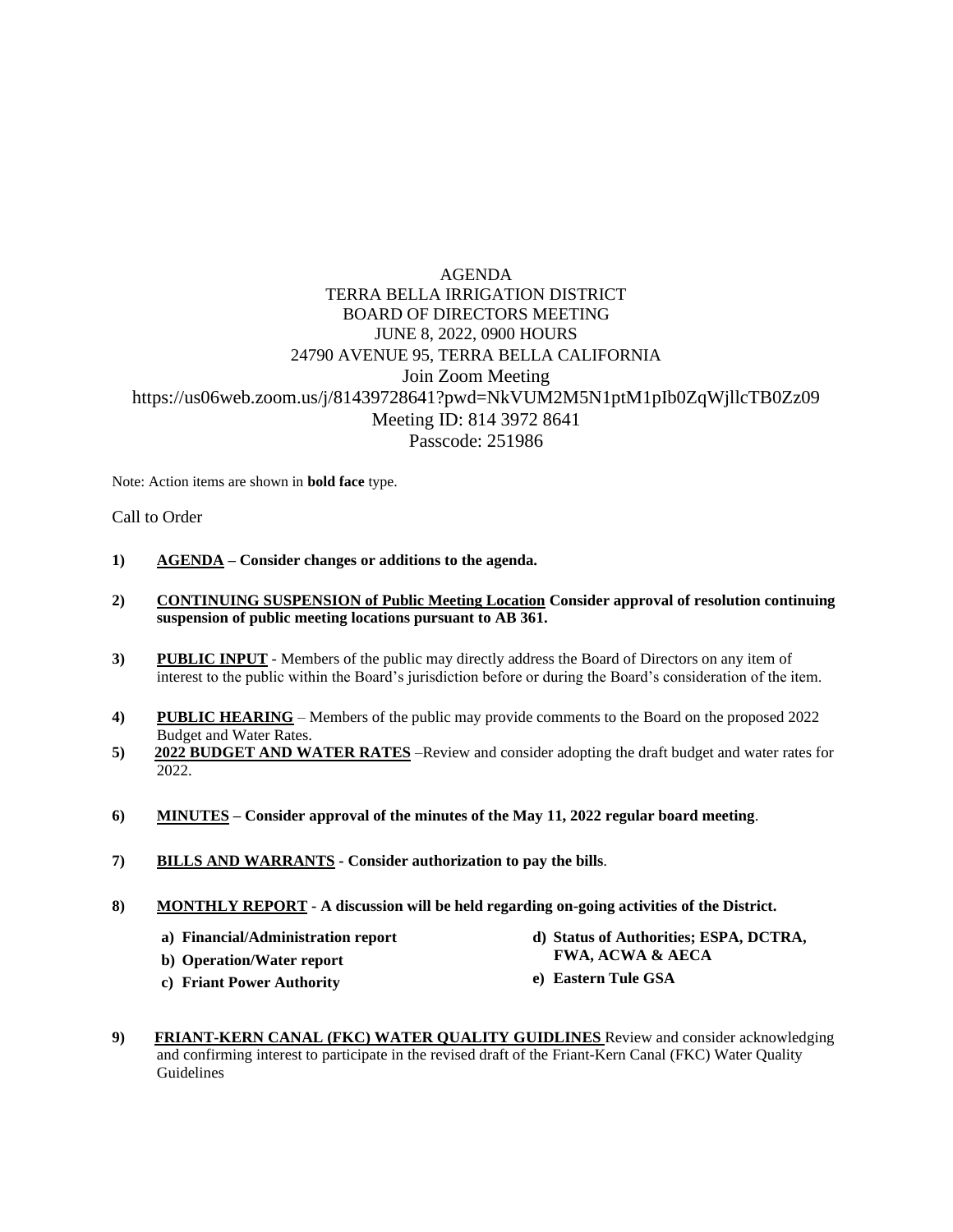AGENDA
TERRA BELLA IRRIGATION DISTRICT
BOARD OF DIRECTORS MEETING
JUNE 8, 2022, 0900 HOURS
24790 AVENUE 95, TERRA BELLA CALIFORNIA
Join Zoom Meeting
https://us06web.zoom.us/j/81439728641?pwd=NkVUM2M5N1ptM1pIb0ZqWjllcTB0Zz09
Meeting ID: 814 3972 8641
Passcode: 251986

Note: Action items are shown in **bold face** type.

Call to Order

1) **AGENDA – Consider changes or additions to the agenda.**

2) **CONTINUING SUSPENSION of Public Meeting Location Consider approval of resolution continuing suspension of public meeting locations pursuant to AB 361.**

3) **PUBLIC INPUT** - Members of the public may directly address the Board of Directors on any item of interest to the public within the Board's jurisdiction before or during the Board's consideration of the item.

4) **PUBLIC HEARING** – Members of the public may provide comments to the Board on the proposed 2022 Budget and Water Rates.

5) **2022 BUDGET AND WATER RATES** –Review and consider adopting the draft budget and water rates for 2022.

6) **MINUTES – Consider approval of the minutes of the May 11, 2022 regular board meeting**.

7) **BILLS AND WARRANTS - Consider authorization to pay the bills**.

8) **MONTHLY REPORT - A discussion will be held regarding on-going activities of the District.**

   a) **Financial/Administration report**
   b) **Operation/Water report**
   c) **Friant Power Authority**
   d) **Status of Authorities; ESPA, DCTRA, FWA, ACWA & AECA**
   e) **Eastern Tule GSA**

9) **FRIANT-KERN CANAL (FKC) WATER QUALITY GUIDLINES** Review and consider acknowledging and confirming interest to participate in the revised draft of the Friant-Kern Canal (FKC) Water Quality Guidelines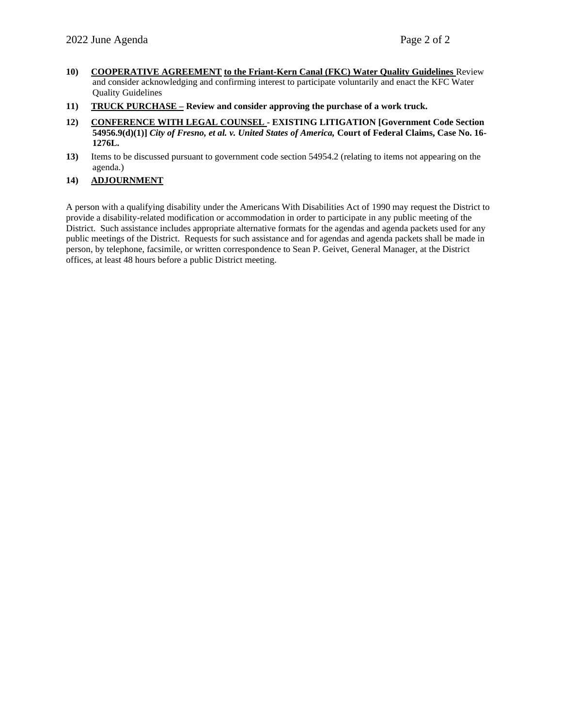10) **COOPERATIVE AGREEMENT to the Friant-Kern Canal (FKC) Water Quality Guidelines** Review and consider acknowledging and confirming interest to participate voluntarily and enact the KFC Water Quality Guidelines

11) **TRUCK PURCHASE – Review and consider approving the purchase of a work truck.**

12) **CONFERENCE WITH LEGAL COUNSEL - EXISTING LITIGATION [Government Code Section 54956.9(d)(1)]** ***City of Fresno, et al. v. United States of America,*** **Court of Federal Claims, Case No. 16-1276L.**

13) Items to be discussed pursuant to government code section 54954.2 (relating to items not appearing on the agenda.)

14) **ADJOURNMENT**

A person with a qualifying disability under the Americans With Disabilities Act of 1990 may request the District to provide a disability-related modification or accommodation in order to participate in any public meeting of the District. Such assistance includes appropriate alternative formats for the agendas and agenda packets used for any public meetings of the District. Requests for such assistance and for agendas and agenda packets shall be made in person, by telephone, facsimile, or written correspondence to Sean P. Geivet, General Manager, at the District offices, at least 48 hours before a public District meeting.